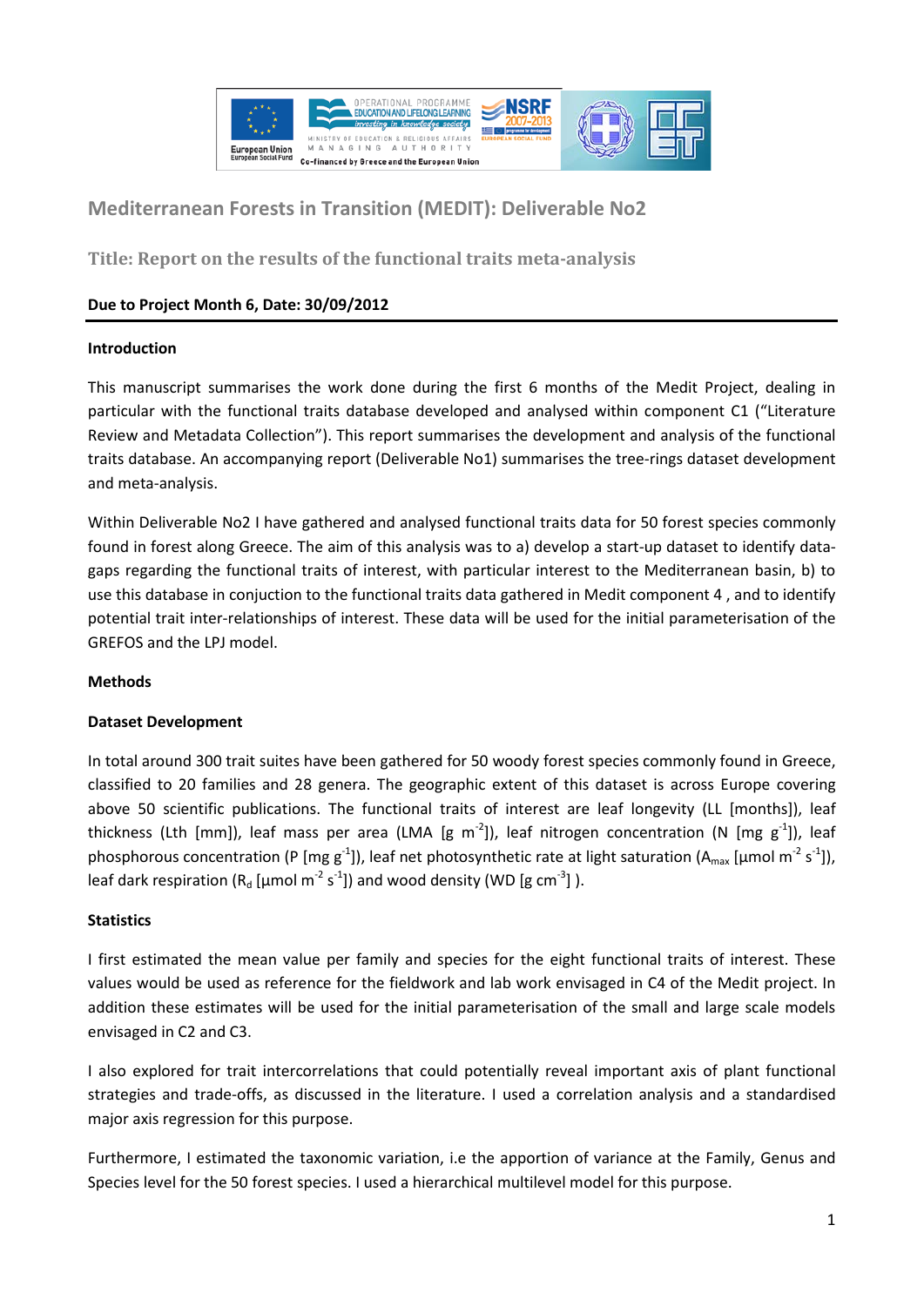# Mediterranean Forests in Transition (MEDIT): Deliverable No2

## Title: Report on the results of the functional traits meta-analysis

**Due to Project Month 6, Date: 30/09/2012**

**Introduction**

This manuscript summarises the work done during the first 6 months of the Medit Project, dealing in particular with the functional traits database developed and analysed within component C1 ("Literature Review and Metadata Collection"). This report summarises the development and analysis of the functional traits database. An accompanying report (Deliverable No1) summarises the tree-rings dataset development and meta-analysis.

Within Deliverable No2 I have gathered and analysed functional traits data for 50 forest species commonly found in forest along Greece. The aim of this analysis was to a) develop a start-up dataset to identify data-gaps regarding the functional traits of interest, with particular interest to the Mediterranean basin, b) to use this database in conjuction to the functional traits data gathered in Medit component 4 , and to identify potential trait inter-relationships of interest. These data will be used for the initial parameterisation of the GREFOS and the LPJ model.

**Methods**

**Dataset Development**

In total around 300 trait suites have been gathered for 50 woody forest species commonly found in Greece, classified to 20 families and 28 genera. The geographic extent of this dataset is across Europe covering above 50 scientific publications. The functional traits of interest are leaf longevity (LL [months]), leaf thickness (Lth [mm]), leaf mass per area (LMA [g $m^{-2}$]), leaf nitrogen concentration (N [mg $g^{-1}$]), leaf phosphorous concentration (P [mg $g^{-1}$]), leaf net photosynthetic rate at light saturation ($A_{max}$ [μmol $m^{-2}$ $s^{-1}$]), leaf dark respiration ($R_d$ [μmol $m^{-2}$ $s^{-1}$]) and wood density (WD [g $cm^{-3}$] ).

**Statistics**

I first estimated the mean value per family and species for the eight functional traits of interest. These values would be used as reference for the fieldwork and lab work envisaged in C4 of the Medit project. In addition these estimates will be used for the initial parameterisation of the small and large scale models envisaged in C2 and C3.

I also explored for trait intercorrelations that could potentially reveal important axis of plant functional strategies and trade-offs, as discussed in the literature. I used a correlation analysis and a standardised major axis regression for this purpose.

Furthermore, I estimated the taxonomic variation, i.e the apportion of variance at the Family, Genus and Species level for the 50 forest species. I used a hierarchical multilevel model for this purpose.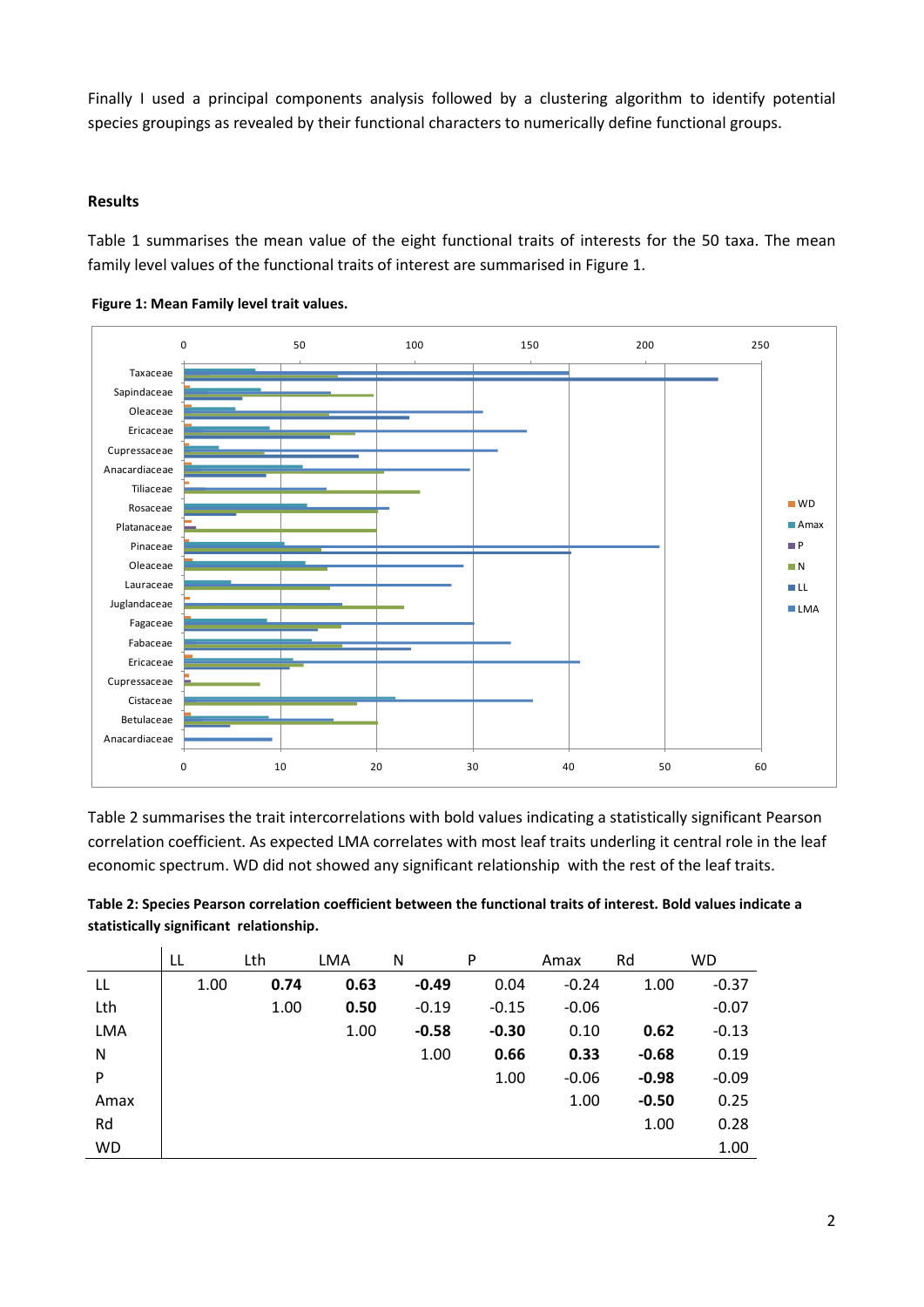Finally I used a principal components analysis followed by a clustering algorithm to identify potential species groupings as revealed by their functional characters to numerically define functional groups.

### Results

Table 1 summarises the mean value of the eight functional traits of interests for the 50 taxa. The mean family level values of the functional traits of interest are summarised in Figure 1.

**Figure 1: Mean Family level trait values.**

Table 2 summarises the trait intercorrelations with bold values indicating a statistically significant Pearson correlation coefficient. As expected LMA correlates with most leaf traits underling it central role in the leaf economic spectrum. WD did not showed any significant relationship with the rest of the leaf traits.

**Table 2: Species Pearson correlation coefficient between the functional traits of interest. Bold values indicate a statistically significant relationship.**

| | LL | Lth | LMA | N | P | Amax | Rd | WD |
|---|---|---|---|---|---|---|---|---|
| LL | 1.00 | **0.74** | **0.63** | **-0.49** | 0.04 | -0.24 | 1.00 | -0.37 |
| Lth | | 1.00 | **0.50** | -0.19 | -0.15 | -0.06 | | -0.07 |
| LMA | | | 1.00 | **-0.58** | **-0.30** | 0.10 | **0.62** | -0.13 |
| N | | | | 1.00 | **0.66** | **0.33** | **-0.68** | 0.19 |
| P | | | | | 1.00 | -0.06 | **-0.98** | -0.09 |
| Amax | | | | | | 1.00 | **-0.50** | 0.25 |
| Rd | | | | | | | 1.00 | 0.28 |
| WD | | | | | | | | 1.00 |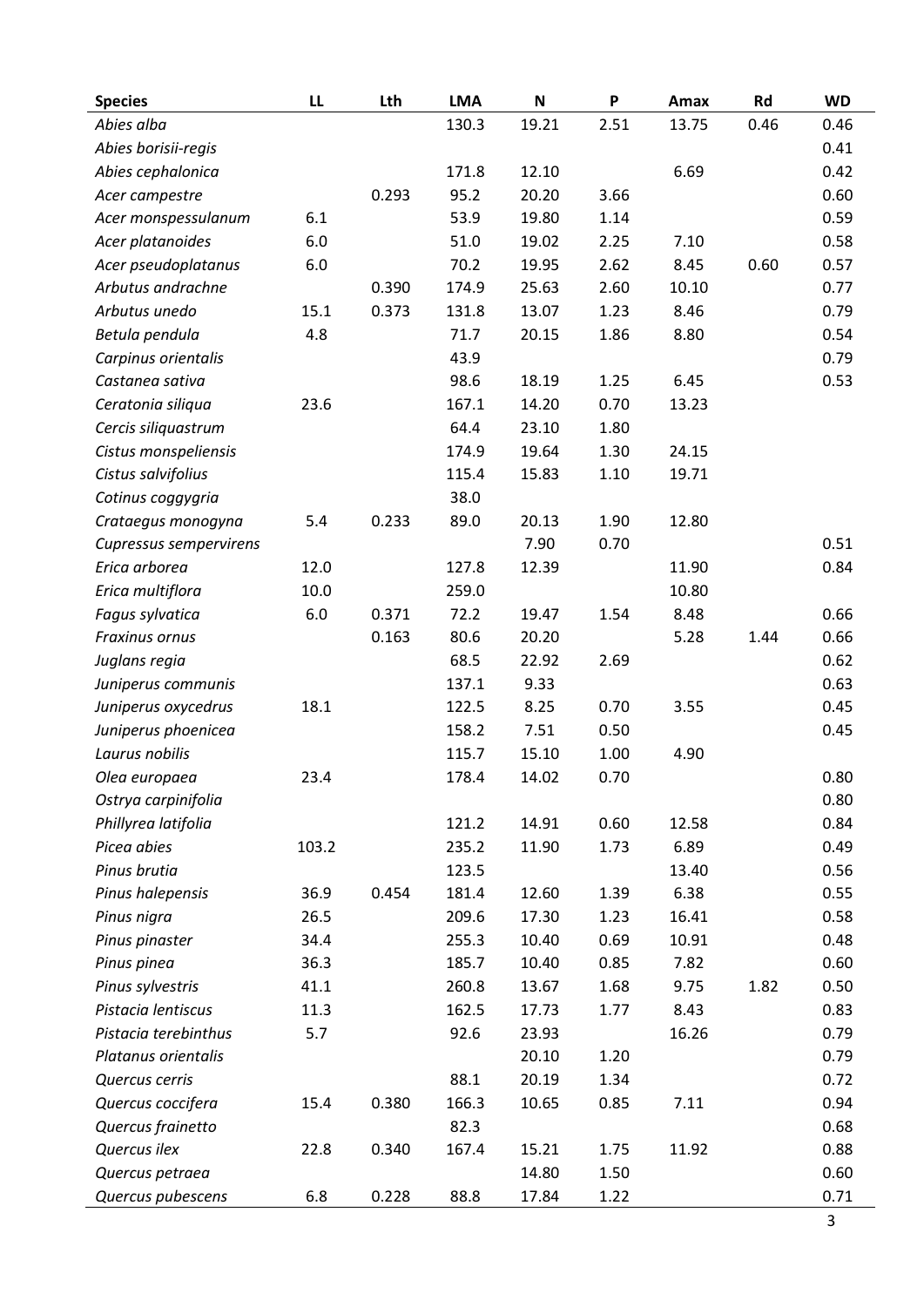| Species | LL | Lth | LMA | N | P | Amax | Rd | WD |
|---|---|---|---|---|---|---|---|---|
| *Abies alba* | | | 130.3 | 19.21 | 2.51 | 13.75 | 0.46 | 0.46 |
| *Abies borisii-regis* | | | | | | | | 0.41 |
| *Abies cephalonica* | | | 171.8 | 12.10 | | 6.69 | | 0.42 |
| *Acer campestre* | | 0.293 | 95.2 | 20.20 | 3.66 | | | 0.60 |
| *Acer monspessulanum* | 6.1 | | 53.9 | 19.80 | 1.14 | | | 0.59 |
| *Acer platanoides* | 6.0 | | 51.0 | 19.02 | 2.25 | 7.10 | | 0.58 |
| *Acer pseudoplatanus* | 6.0 | | 70.2 | 19.95 | 2.62 | 8.45 | 0.60 | 0.57 |
| *Arbutus andrachne* | | 0.390 | 174.9 | 25.63 | 2.60 | 10.10 | | 0.77 |
| *Arbutus unedo* | 15.1 | 0.373 | 131.8 | 13.07 | 1.23 | 8.46 | | 0.79 |
| *Betula pendula* | 4.8 | | 71.7 | 20.15 | 1.86 | 8.80 | | 0.54 |
| *Carpinus orientalis* | | | 43.9 | | | | | 0.79 |
| *Castanea sativa* | | | 98.6 | 18.19 | 1.25 | 6.45 | | 0.53 |
| *Ceratonia siliqua* | 23.6 | | 167.1 | 14.20 | 0.70 | 13.23 | | |
| *Cercis siliquastrum* | | | 64.4 | 23.10 | 1.80 | | | |
| *Cistus monspeliensis* | | | 174.9 | 19.64 | 1.30 | 24.15 | | |
| *Cistus salvifolius* | | | 115.4 | 15.83 | 1.10 | 19.71 | | |
| *Cotinus coggygria* | | | 38.0 | | | | | |
| *Crataegus monogyna* | 5.4 | 0.233 | 89.0 | 20.13 | 1.90 | 12.80 | | |
| *Cupressus sempervirens* | | | | 7.90 | 0.70 | | | 0.51 |
| *Erica arborea* | 12.0 | | 127.8 | 12.39 | | 11.90 | | 0.84 |
| *Erica multiflora* | 10.0 | | 259.0 | | | 10.80 | | |
| *Fagus sylvatica* | 6.0 | 0.371 | 72.2 | 19.47 | 1.54 | 8.48 | | 0.66 |
| *Fraxinus ornus* | | 0.163 | 80.6 | 20.20 | | 5.28 | 1.44 | 0.66 |
| *Juglans regia* | | | 68.5 | 22.92 | 2.69 | | | 0.62 |
| *Juniperus communis* | | | 137.1 | 9.33 | | | | 0.63 |
| *Juniperus oxycedrus* | 18.1 | | 122.5 | 8.25 | 0.70 | 3.55 | | 0.45 |
| *Juniperus phoenicea* | | | 158.2 | 7.51 | 0.50 | | | 0.45 |
| *Laurus nobilis* | | | 115.7 | 15.10 | 1.00 | 4.90 | | |
| *Olea europaea* | 23.4 | | 178.4 | 14.02 | 0.70 | | | 0.80 |
| *Ostrya carpinifolia* | | | | | | | | 0.80 |
| *Phillyrea latifolia* | | | 121.2 | 14.91 | 0.60 | 12.58 | | 0.84 |
| *Picea abies* | 103.2 | | 235.2 | 11.90 | 1.73 | 6.89 | | 0.49 |
| *Pinus brutia* | | | 123.5 | | | 13.40 | | 0.56 |
| *Pinus halepensis* | 36.9 | 0.454 | 181.4 | 12.60 | 1.39 | 6.38 | | 0.55 |
| *Pinus nigra* | 26.5 | | 209.6 | 17.30 | 1.23 | 16.41 | | 0.58 |
| *Pinus pinaster* | 34.4 | | 255.3 | 10.40 | 0.69 | 10.91 | | 0.48 |
| *Pinus pinea* | 36.3 | | 185.7 | 10.40 | 0.85 | 7.82 | | 0.60 |
| *Pinus sylvestris* | 41.1 | | 260.8 | 13.67 | 1.68 | 9.75 | 1.82 | 0.50 |
| *Pistacia lentiscus* | 11.3 | | 162.5 | 17.73 | 1.77 | 8.43 | | 0.83 |
| *Pistacia terebinthus* | 5.7 | | 92.6 | 23.93 | | 16.26 | | 0.79 |
| *Platanus orientalis* | | | | 20.10 | 1.20 | | | 0.79 |
| *Quercus cerris* | | | 88.1 | 20.19 | 1.34 | | | 0.72 |
| *Quercus coccifera* | 15.4 | 0.380 | 166.3 | 10.65 | 0.85 | 7.11 | | 0.94 |
| *Quercus frainetto* | | | 82.3 | | | | | 0.68 |
| *Quercus ilex* | 22.8 | 0.340 | 167.4 | 15.21 | 1.75 | 11.92 | | 0.88 |
| *Quercus petraea* | | | | 14.80 | 1.50 | | | 0.60 |
| *Quercus pubescens* | 6.8 | 0.228 | 88.8 | 17.84 | 1.22 | | | 0.71 |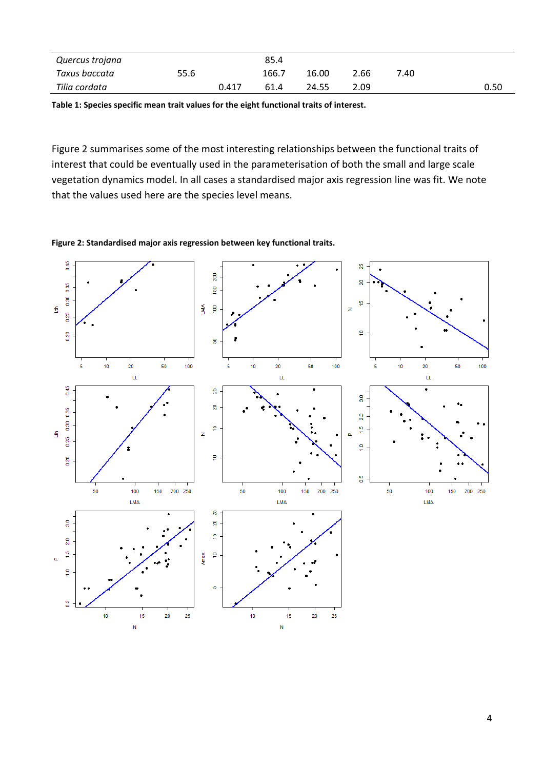| | | | | | | | | |
|---|---|---|---|---|---|---|---|---|
| *Quercus trojana* | | | 85.4 | | | | | |
| *Taxus baccata* | 55.6 | | 166.7 | 16.00 | 2.66 | 7.40 | | |
| *Tilia cordata* | | 0.417 | 61.4 | 24.55 | 2.09 | | | 0.50 |

**Table 1: Species specific mean trait values for the eight functional traits of interest.**

Figure 2 summarises some of the most interesting relationships between the functional traits of interest that could be eventually used in the parameterisation of both the small and large scale vegetation dynamics model. In all cases a standardised major axis regression line was fit. We note that the values used here are the species level means.

**Figure 2: Standardised major axis regression between key functional traits.**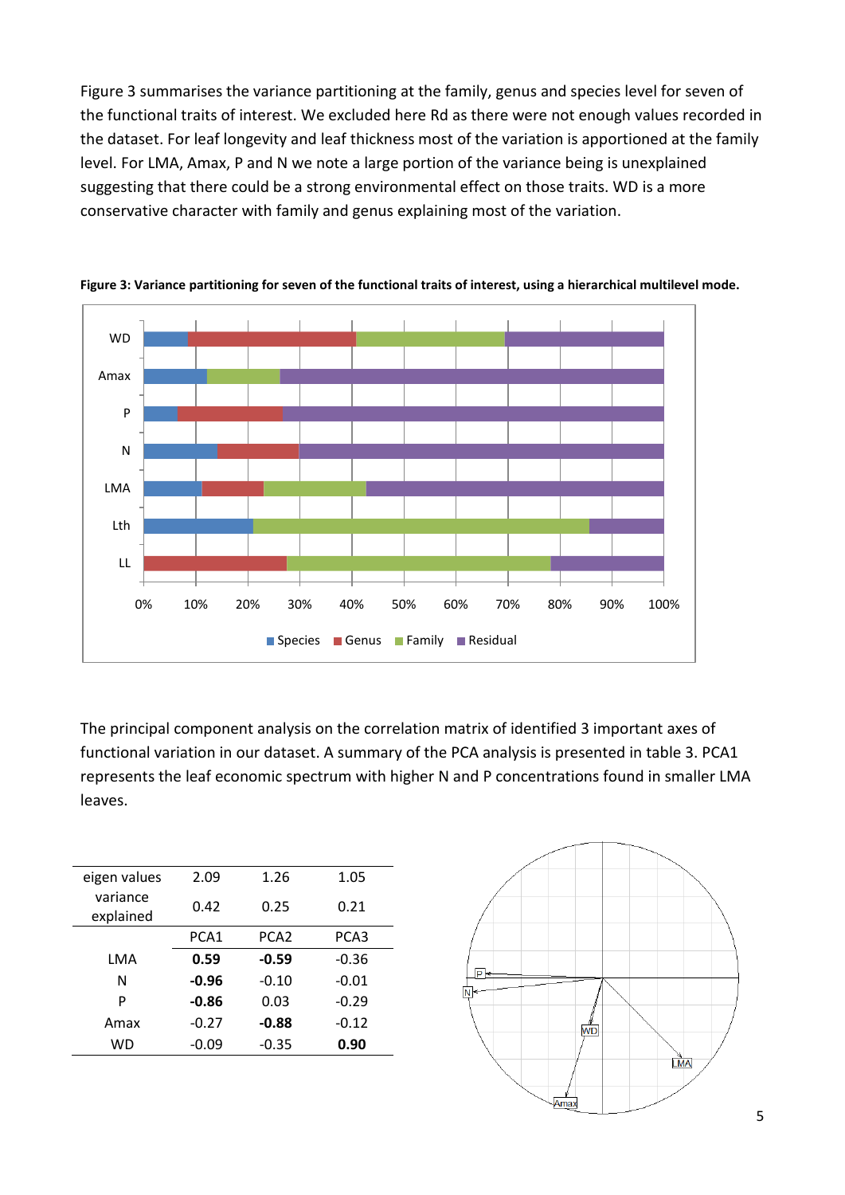Figure 3 summarises the variance partitioning at the family, genus and species level for seven of the functional traits of interest. We excluded here Rd as there were not enough values recorded in the dataset. For leaf longevity and leaf thickness most of the variation is apportioned at the family level. For LMA, Amax, P and N we note a large portion of the variance being is unexplained suggesting that there could be a strong environmental effect on those traits. WD is a more conservative character with family and genus explaining most of the variation.

**Figure 3: Variance partitioning for seven of the functional traits of interest, using a hierarchical multilevel mode.**

The principal component analysis on the correlation matrix of identified 3 important axes of functional variation in our dataset. A summary of the PCA analysis is presented in table 3. PCA1 represents the leaf economic spectrum with higher N and P concentrations found in smaller LMA leaves.

| eigen values | 2.09 | 1.26 | 1.05 |
|---|---|---|---|
| variance explained | 0.42 | 0.25 | 0.21 |
| | PCA1 | PCA2 | PCA3 |
| LMA | **0.59** | **-0.59** | -0.36 |
| N | **-0.96** | -0.10 | -0.01 |
| P | **-0.86** | 0.03 | -0.29 |
| Amax | -0.27 | **-0.88** | -0.12 |
| WD | -0.09 | -0.35 | **0.90** |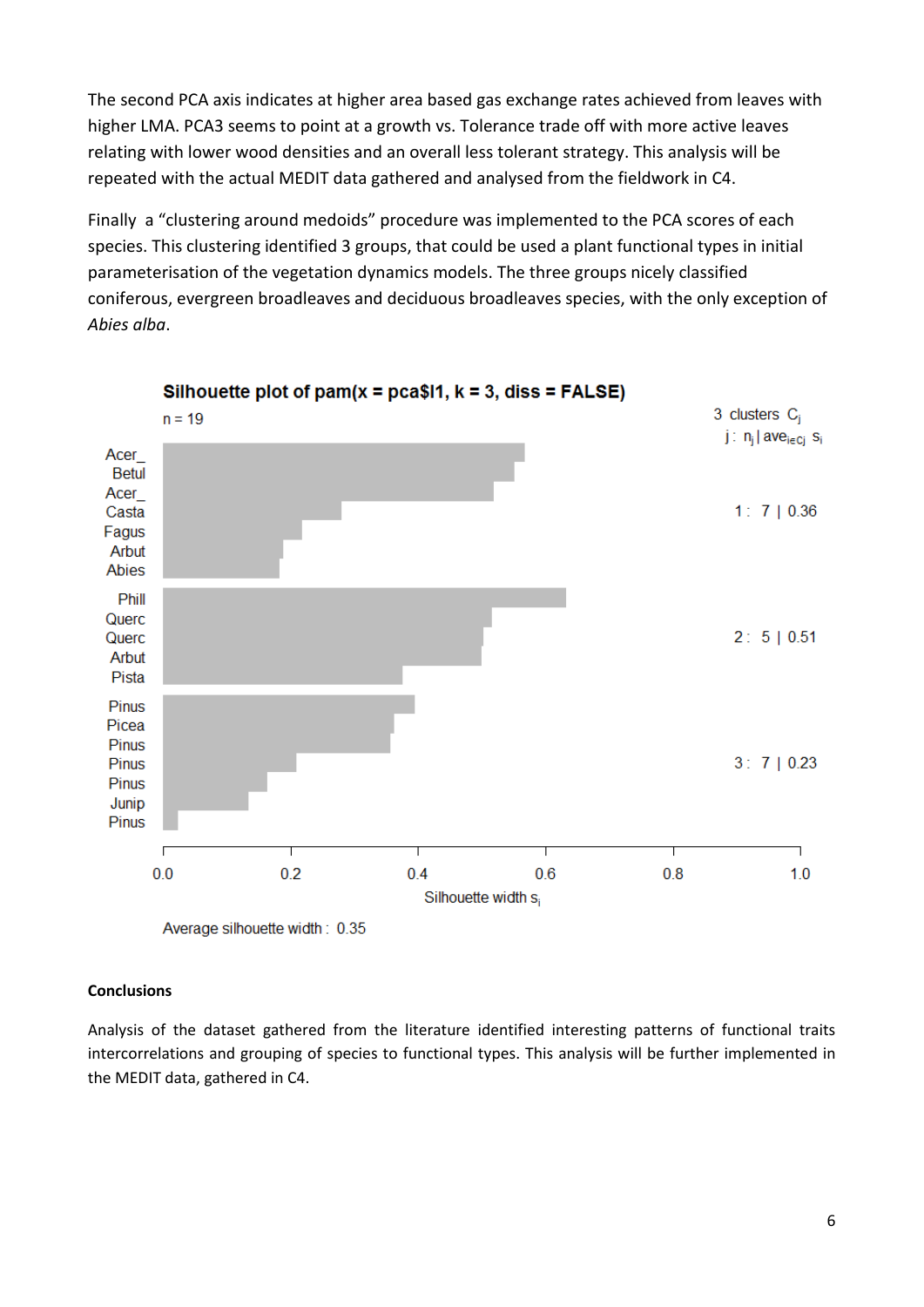The second PCA axis indicates at higher area based gas exchange rates achieved from leaves with higher LMA. PCA3 seems to point at a growth vs. Tolerance trade off with more active leaves relating with lower wood densities and an overall less tolerant strategy. This analysis will be repeated with the actual MEDIT data gathered and analysed from the fieldwork in C4.

Finally a "clustering around medoids" procedure was implemented to the PCA scores of each species. This clustering identified 3 groups, that could be used a plant functional types in initial parameterisation of the vegetation dynamics models. The three groups nicely classified coniferous, evergreen broadleaves and deciduous broadleaves species, with the only exception of *Abies alba*.

**Silhouette plot of pam(x = pca$l1, k = 3, diss = FALSE)**

n = 19

3 clusters $C_j$

$j$ : $n_j$ | $ave_{i \in Cj}$ $s_i$

Acer_
Betul
Acer_
Casta
Fagus
Arbut
Abies

1 : 7 | 0.36

Phill
Querc
Querc
Arbut
Pista

2 : 5 | 0.51

Pinus
Picea
Pinus
Pinus
Pinus
Junip
Pinus

3 : 7 | 0.23

0.0 0.2 0.4 0.6 0.8 1.0

Silhouette width $s_i$

Average silhouette width : 0.35

**Conclusions**

Analysis of the dataset gathered from the literature identified interesting patterns of functional traits intercorrelations and grouping of species to functional types. This analysis will be further implemented in the MEDIT data, gathered in C4.